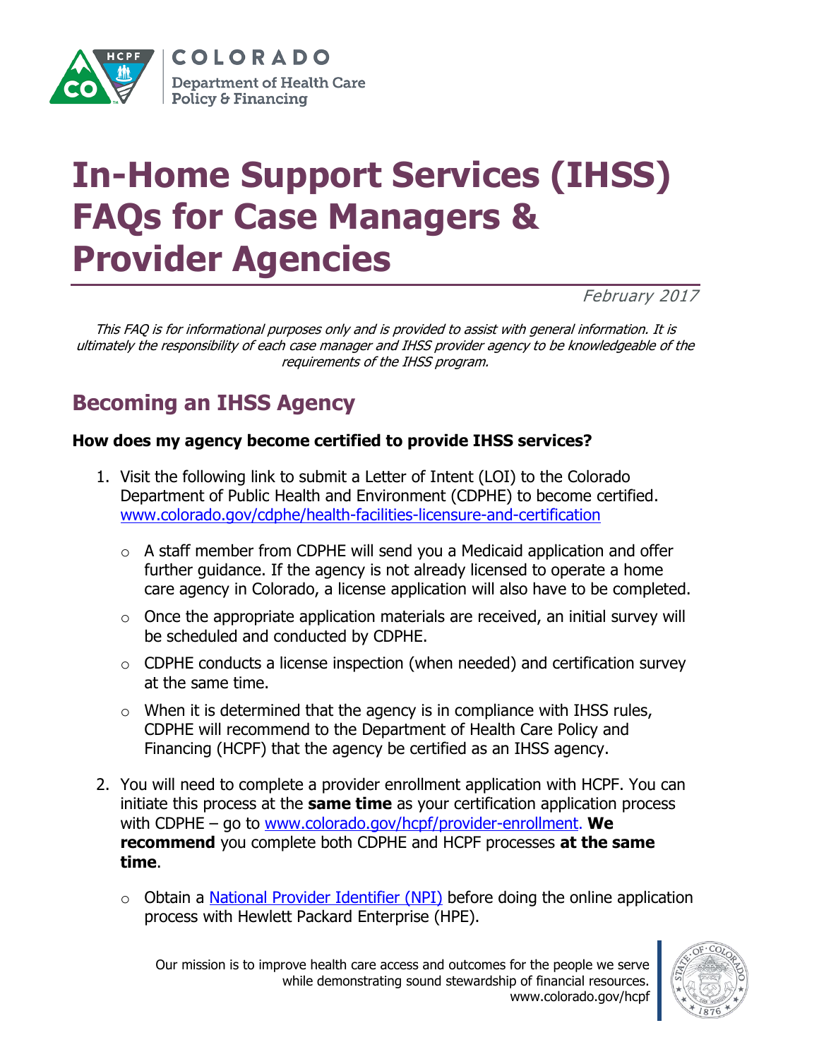COLORADO
Department of Health Care Policy & Financing

# In-Home Support Services (IHSS) FAQs for Case Managers & Provider Agencies

*February 2017*

*This FAQ is for informational purposes only and is provided to assist with general information. It is ultimately the responsibility of each case manager and IHSS provider agency to be knowledgeable of the requirements of the IHSS program.*

## Becoming an IHSS Agency

**How does my agency become certified to provide IHSS services?**

1. Visit the following link to submit a Letter of Intent (LOI) to the Colorado Department of Public Health and Environment (CDPHE) to become certified. [www.colorado.gov/cdphe/health-facilities-licensure-and-certification](www.colorado.gov/cdphe/health-facilities-licensure-and-certification)
   - A staff member from CDPHE will send you a Medicaid application and offer further guidance. If the agency is not already licensed to operate a home care agency in Colorado, a license application will also have to be completed.
   - Once the appropriate application materials are received, an initial survey will be scheduled and conducted by CDPHE.
   - CDPHE conducts a license inspection (when needed) and certification survey at the same time.
   - When it is determined that the agency is in compliance with IHSS rules, CDPHE will recommend to the Department of Health Care Policy and Financing (HCPF) that the agency be certified as an IHSS agency.
2. You will need to complete a provider enrollment application with HCPF. You can initiate this process at the **same time** as your certification application process with CDPHE – go to [www.colorado.gov/hcpf/provider-enrollment](www.colorado.gov/hcpf/provider-enrollment). **We recommend** you complete both CDPHE and HCPF processes **at the same time**.
   - Obtain a National Provider Identifier (NPI) before doing the online application process with Hewlett Packard Enterprise (HPE).

Our mission is to improve health care access and outcomes for the people we serve while demonstrating sound stewardship of financial resources.
www.colorado.gov/hcpf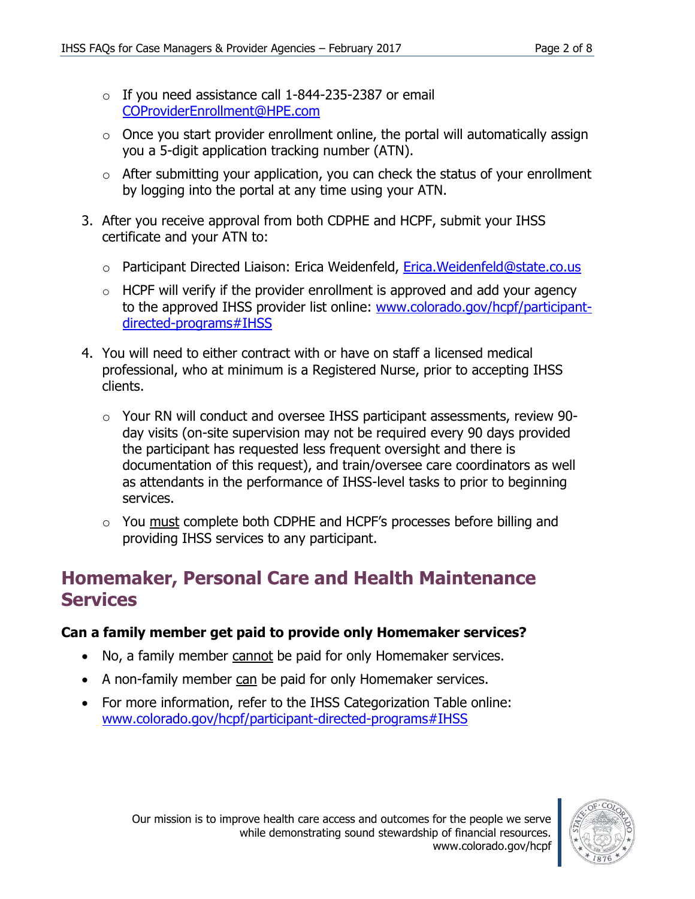- If you need assistance call 1-844-235-2387 or email COProviderEnrollment@HPE.com
  - Once you start provider enrollment online, the portal will automatically assign you a 5-digit application tracking number (ATN).
  - After submitting your application, you can check the status of your enrollment by logging into the portal at any time using your ATN.

3. After you receive approval from both CDPHE and HCPF, submit your IHSS certificate and your ATN to:
   - Participant Directed Liaison: Erica Weidenfeld, Erica.Weidenfeld@state.co.us
   - HCPF will verify if the provider enrollment is approved and add your agency to the approved IHSS provider list online: www.colorado.gov/hcpf/participant-directed-programs#IHSS

4. You will need to either contract with or have on staff a licensed medical professional, who at minimum is a Registered Nurse, prior to accepting IHSS clients.
   - Your RN will conduct and oversee IHSS participant assessments, review 90-day visits (on-site supervision may not be required every 90 days provided the participant has requested less frequent oversight and there is documentation of this request), and train/oversee care coordinators as well as attendants in the performance of IHSS-level tasks to prior to beginning services.
   - You <u>must</u> complete both CDPHE and HCPF's processes before billing and providing IHSS services to any participant.

## Homemaker, Personal Care and Health Maintenance Services

**Can a family member get paid to provide only Homemaker services?**

- No, a family member <u>cannot</u> be paid for only Homemaker services.
- A non-family member <u>can</u> be paid for only Homemaker services.
- For more information, refer to the IHSS Categorization Table online: www.colorado.gov/hcpf/participant-directed-programs#IHSS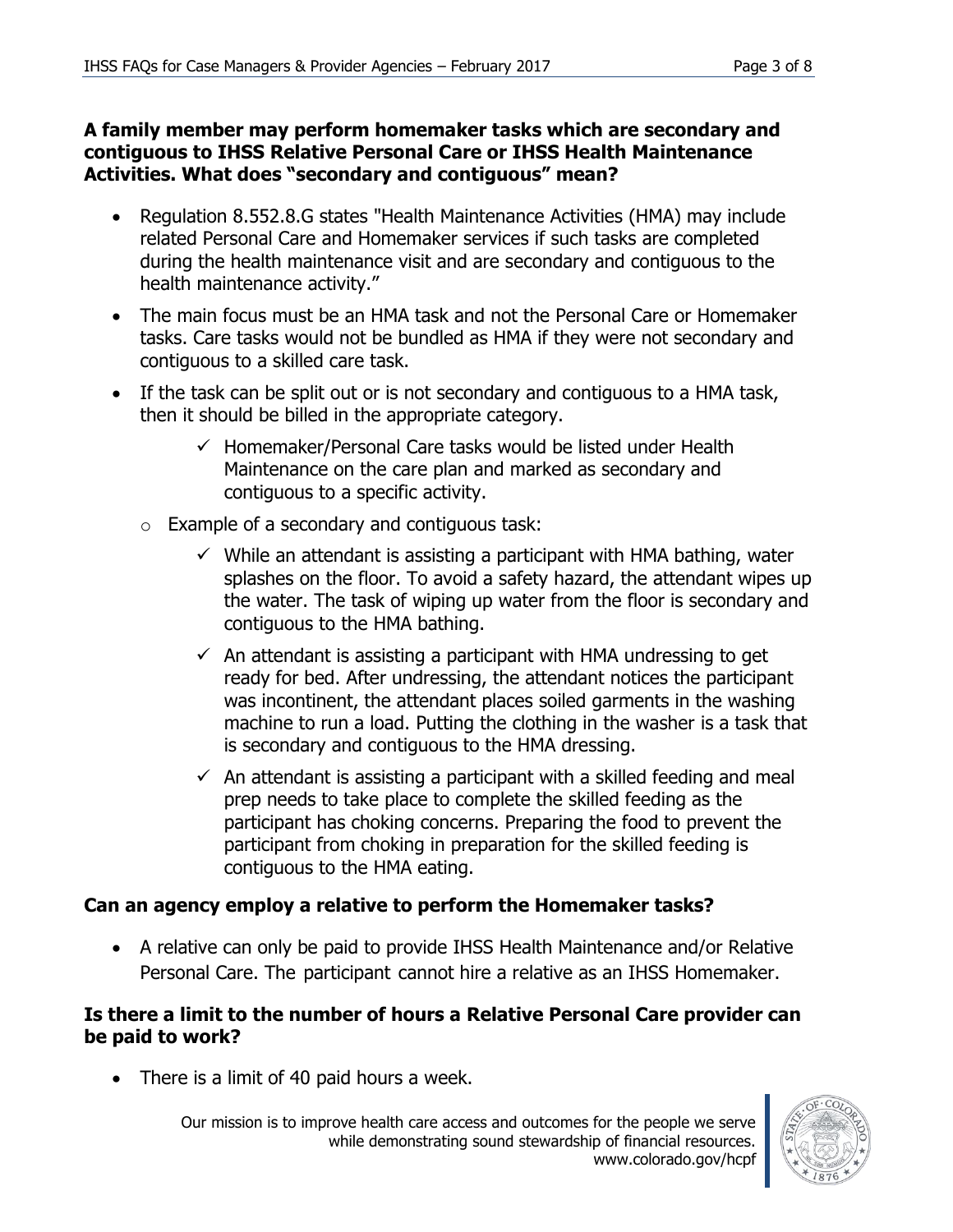**A family member may perform homemaker tasks which are secondary and contiguous to IHSS Relative Personal Care or IHSS Health Maintenance Activities. What does "secondary and contiguous" mean?**

- Regulation 8.552.8.G states "Health Maintenance Activities (HMA) may include related Personal Care and Homemaker services if such tasks are completed during the health maintenance visit and are secondary and contiguous to the health maintenance activity."
- The main focus must be an HMA task and not the Personal Care or Homemaker tasks. Care tasks would not be bundled as HMA if they were not secondary and contiguous to a skilled care task.
- If the task can be split out or is not secondary and contiguous to a HMA task, then it should be billed in the appropriate category.
    - ✓ Homemaker/Personal Care tasks would be listed under Health Maintenance on the care plan and marked as secondary and contiguous to a specific activity.
  - Example of a secondary and contiguous task:
    - ✓ While an attendant is assisting a participant with HMA bathing, water splashes on the floor. To avoid a safety hazard, the attendant wipes up the water. The task of wiping up water from the floor is secondary and contiguous to the HMA bathing.
    - ✓ An attendant is assisting a participant with HMA undressing to get ready for bed. After undressing, the attendant notices the participant was incontinent, the attendant places soiled garments in the washing machine to run a load. Putting the clothing in the washer is a task that is secondary and contiguous to the HMA dressing.
    - ✓ An attendant is assisting a participant with a skilled feeding and meal prep needs to take place to complete the skilled feeding as the participant has choking concerns. Preparing the food to prevent the participant from choking in preparation for the skilled feeding is contiguous to the HMA eating.

**Can an agency employ a relative to perform the Homemaker tasks?**

- A relative can only be paid to provide IHSS Health Maintenance and/or Relative Personal Care. The participant cannot hire a relative as an IHSS Homemaker.

**Is there a limit to the number of hours a Relative Personal Care provider can be paid to work?**

- There is a limit of 40 paid hours a week.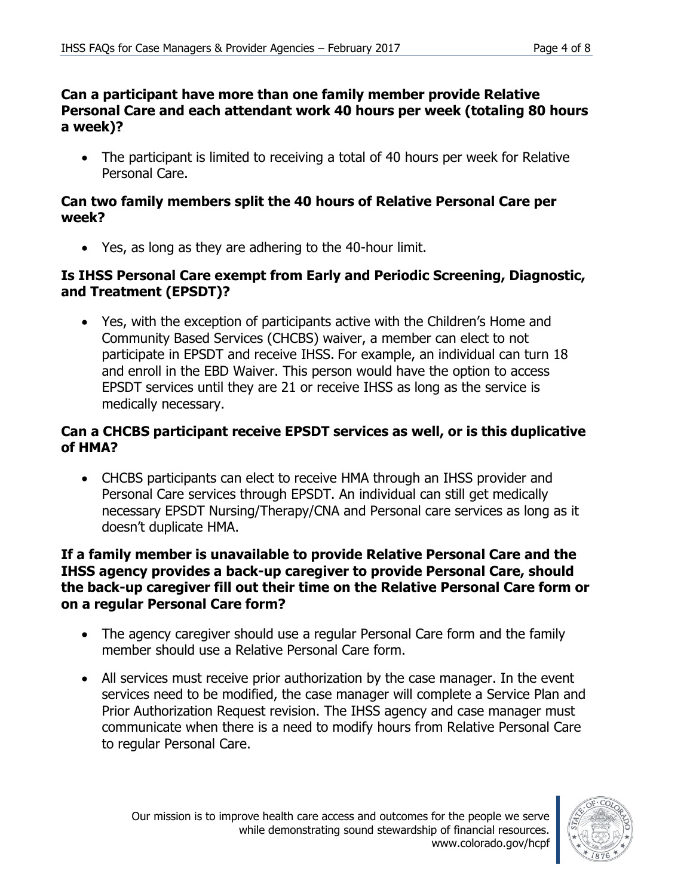**Can a participant have more than one family member provide Relative Personal Care and each attendant work 40 hours per week (totaling 80 hours a week)?**

- The participant is limited to receiving a total of 40 hours per week for Relative Personal Care.

**Can two family members split the 40 hours of Relative Personal Care per week?**

- Yes, as long as they are adhering to the 40-hour limit.

**Is IHSS Personal Care exempt from Early and Periodic Screening, Diagnostic, and Treatment (EPSDT)?**

- Yes, with the exception of participants active with the Children's Home and Community Based Services (CHCBS) waiver, a member can elect to not participate in EPSDT and receive IHSS. For example, an individual can turn 18 and enroll in the EBD Waiver. This person would have the option to access EPSDT services until they are 21 or receive IHSS as long as the service is medically necessary.

**Can a CHCBS participant receive EPSDT services as well, or is this duplicative of HMA?**

- CHCBS participants can elect to receive HMA through an IHSS provider and Personal Care services through EPSDT. An individual can still get medically necessary EPSDT Nursing/Therapy/CNA and Personal care services as long as it doesn't duplicate HMA.

**If a family member is unavailable to provide Relative Personal Care and the IHSS agency provides a back-up caregiver to provide Personal Care, should the back-up caregiver fill out their time on the Relative Personal Care form or on a regular Personal Care form?**

- The agency caregiver should use a regular Personal Care form and the family member should use a Relative Personal Care form.
- All services must receive prior authorization by the case manager. In the event services need to be modified, the case manager will complete a Service Plan and Prior Authorization Request revision. The IHSS agency and case manager must communicate when there is a need to modify hours from Relative Personal Care to regular Personal Care.

Our mission is to improve health care access and outcomes for the people we serve while demonstrating sound stewardship of financial resources.
www.colorado.gov/hcpf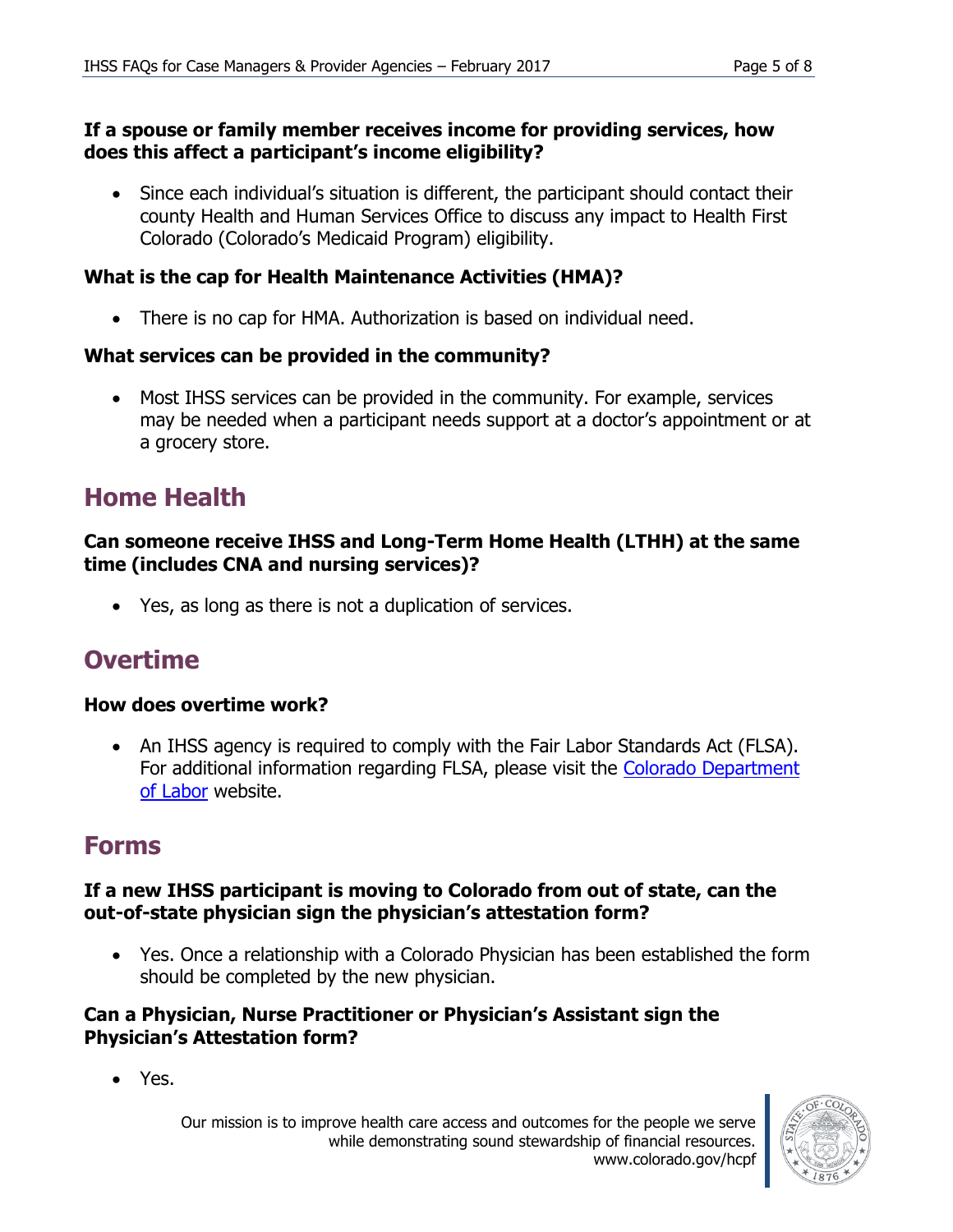**If a spouse or family member receives income for providing services, how does this affect a participant's income eligibility?**

- Since each individual's situation is different, the participant should contact their county Health and Human Services Office to discuss any impact to Health First Colorado (Colorado's Medicaid Program) eligibility.

**What is the cap for Health Maintenance Activities (HMA)?**

- There is no cap for HMA. Authorization is based on individual need.

**What services can be provided in the community?**

- Most IHSS services can be provided in the community. For example, services may be needed when a participant needs support at a doctor's appointment or at a grocery store.

## Home Health

**Can someone receive IHSS and Long-Term Home Health (LTHH) at the same time (includes CNA and nursing services)?**

- Yes, as long as there is not a duplication of services.

## Overtime

**How does overtime work?**

- An IHSS agency is required to comply with the Fair Labor Standards Act (FLSA). For additional information regarding FLSA, please visit the Colorado Department of Labor website.

## Forms

**If a new IHSS participant is moving to Colorado from out of state, can the out-of-state physician sign the physician's attestation form?**

- Yes. Once a relationship with a Colorado Physician has been established the form should be completed by the new physician.

**Can a Physician, Nurse Practitioner or Physician's Assistant sign the Physician's Attestation form?**

- Yes.

Our mission is to improve health care access and outcomes for the people we serve while demonstrating sound stewardship of financial resources.
www.colorado.gov/hcpf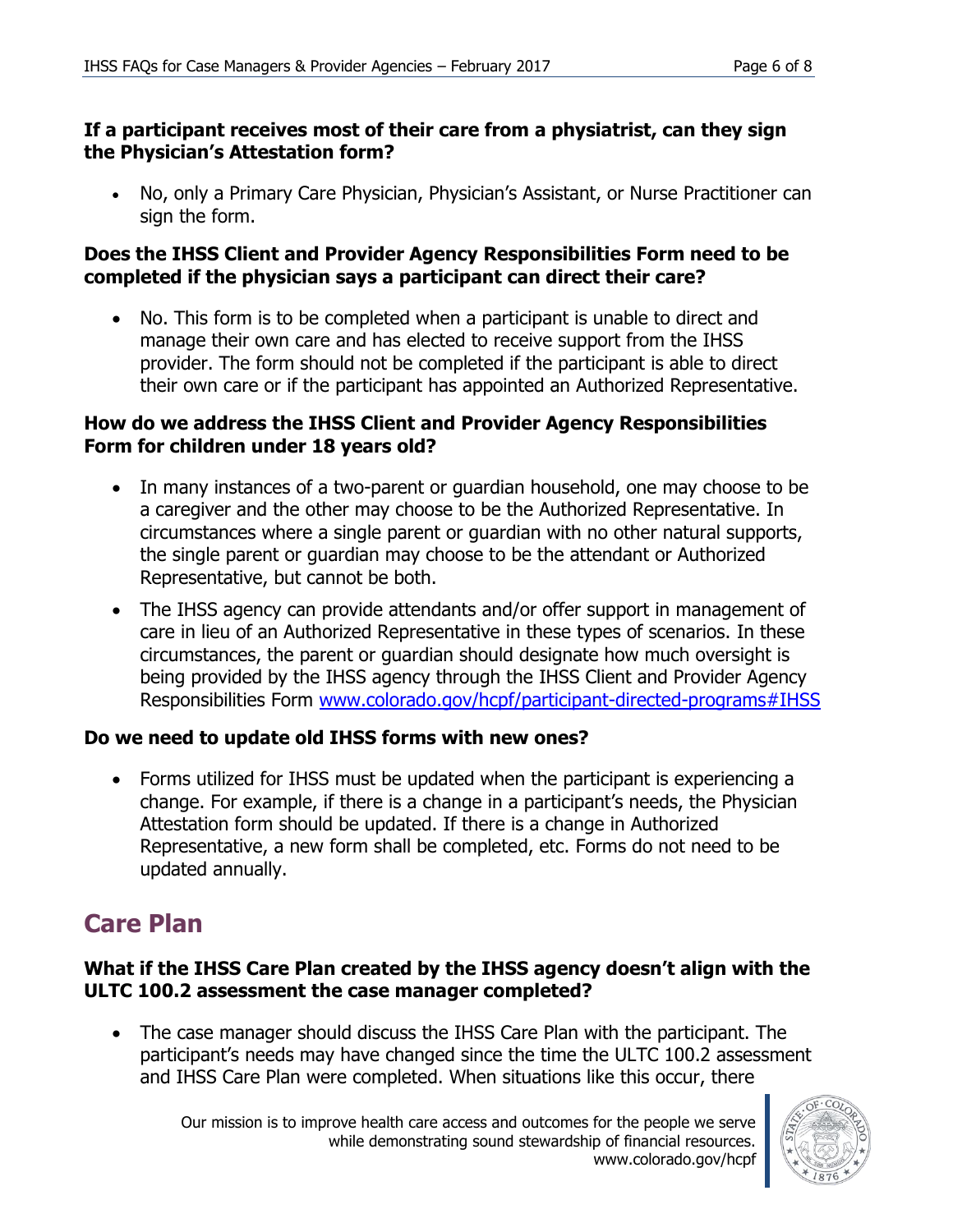**If a participant receives most of their care from a physiatrist, can they sign the Physician's Attestation form?**

- No, only a Primary Care Physician, Physician's Assistant, or Nurse Practitioner can sign the form.

**Does the IHSS Client and Provider Agency Responsibilities Form need to be completed if the physician says a participant can direct their care?**

- No. This form is to be completed when a participant is unable to direct and manage their own care and has elected to receive support from the IHSS provider. The form should not be completed if the participant is able to direct their own care or if the participant has appointed an Authorized Representative.

**How do we address the IHSS Client and Provider Agency Responsibilities Form for children under 18 years old?**

- In many instances of a two-parent or guardian household, one may choose to be a caregiver and the other may choose to be the Authorized Representative. In circumstances where a single parent or guardian with no other natural supports, the single parent or guardian may choose to be the attendant or Authorized Representative, but cannot be both.
- The IHSS agency can provide attendants and/or offer support in management of care in lieu of an Authorized Representative in these types of scenarios. In these circumstances, the parent or guardian should designate how much oversight is being provided by the IHSS agency through the IHSS Client and Provider Agency Responsibilities Form [www.colorado.gov/hcpf/participant-directed-programs#IHSS](www.colorado.gov/hcpf/participant-directed-programs#IHSS)

**Do we need to update old IHSS forms with new ones?**

- Forms utilized for IHSS must be updated when the participant is experiencing a change. For example, if there is a change in a participant's needs, the Physician Attestation form should be updated. If there is a change in Authorized Representative, a new form shall be completed, etc. Forms do not need to be updated annually.

## Care Plan

**What if the IHSS Care Plan created by the IHSS agency doesn't align with the ULTC 100.2 assessment the case manager completed?**

- The case manager should discuss the IHSS Care Plan with the participant. The participant's needs may have changed since the time the ULTC 100.2 assessment and IHSS Care Plan were completed. When situations like this occur, there

Our mission is to improve health care access and outcomes for the people we serve while demonstrating sound stewardship of financial resources.
www.colorado.gov/hcpf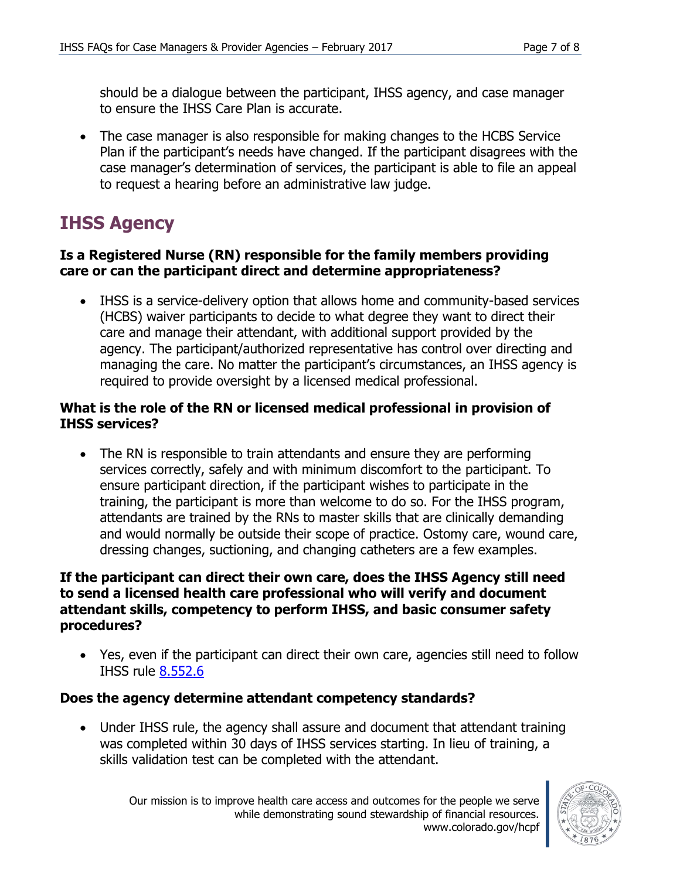should be a dialogue between the participant, IHSS agency, and case manager to ensure the IHSS Care Plan is accurate.

- The case manager is also responsible for making changes to the HCBS Service Plan if the participant's needs have changed. If the participant disagrees with the case manager's determination of services, the participant is able to file an appeal to request a hearing before an administrative law judge.

## IHSS Agency

### Is a Registered Nurse (RN) responsible for the family members providing care or can the participant direct and determine appropriateness?

- IHSS is a service-delivery option that allows home and community-based services (HCBS) waiver participants to decide to what degree they want to direct their care and manage their attendant, with additional support provided by the agency. The participant/authorized representative has control over directing and managing the care. No matter the participant's circumstances, an IHSS agency is required to provide oversight by a licensed medical professional.

### What is the role of the RN or licensed medical professional in provision of IHSS services?

- The RN is responsible to train attendants and ensure they are performing services correctly, safely and with minimum discomfort to the participant. To ensure participant direction, if the participant wishes to participate in the training, the participant is more than welcome to do so. For the IHSS program, attendants are trained by the RNs to master skills that are clinically demanding and would normally be outside their scope of practice. Ostomy care, wound care, dressing changes, suctioning, and changing catheters are a few examples.

### If the participant can direct their own care, does the IHSS Agency still need to send a licensed health care professional who will verify and document attendant skills, competency to perform IHSS, and basic consumer safety procedures?

- Yes, even if the participant can direct their own care, agencies still need to follow IHSS rule 8.552.6

### Does the agency determine attendant competency standards?

- Under IHSS rule, the agency shall assure and document that attendant training was completed within 30 days of IHSS services starting. In lieu of training, a skills validation test can be completed with the attendant.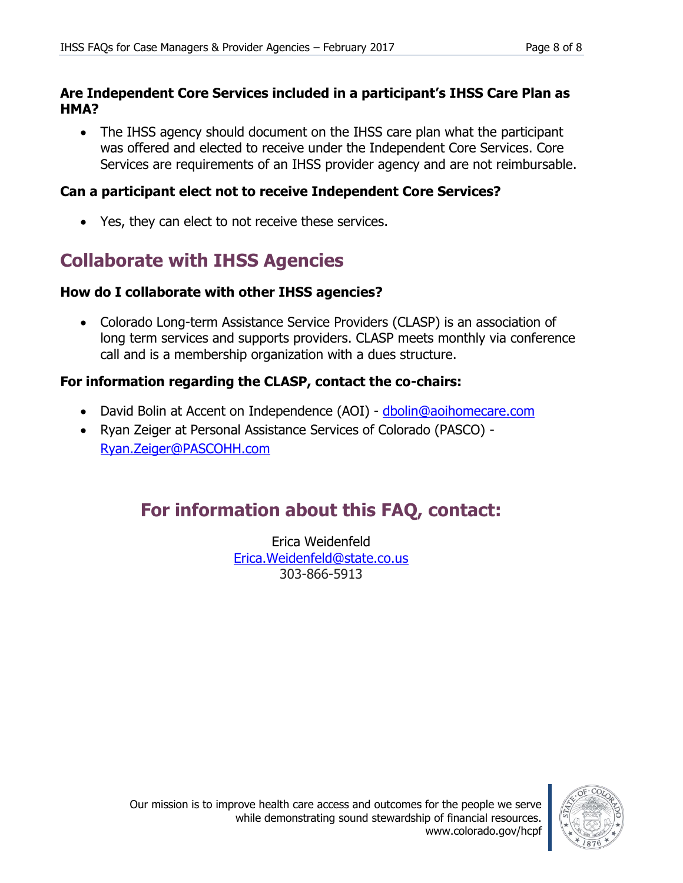### Are Independent Core Services included in a participant's IHSS Care Plan as HMA?

- The IHSS agency should document on the IHSS care plan what the participant was offered and elected to receive under the Independent Core Services. Core Services are requirements of an IHSS provider agency and are not reimbursable.

### Can a participant elect not to receive Independent Core Services?

- Yes, they can elect to not receive these services.

## Collaborate with IHSS Agencies

### How do I collaborate with other IHSS agencies?

- Colorado Long-term Assistance Service Providers (CLASP) is an association of long term services and supports providers. CLASP meets monthly via conference call and is a membership organization with a dues structure.

### For information regarding the CLASP, contact the co-chairs:

- David Bolin at Accent on Independence (AOI) - dbolin@aoihomecare.com
- Ryan Zeiger at Personal Assistance Services of Colorado (PASCO) - Ryan.Zeiger@PASCOHH.com

## For information about this FAQ, contact:

Erica Weidenfeld
Erica.Weidenfeld@state.co.us
303-866-5913

Our mission is to improve health care access and outcomes for the people we serve while demonstrating sound stewardship of financial resources.
www.colorado.gov/hcpf